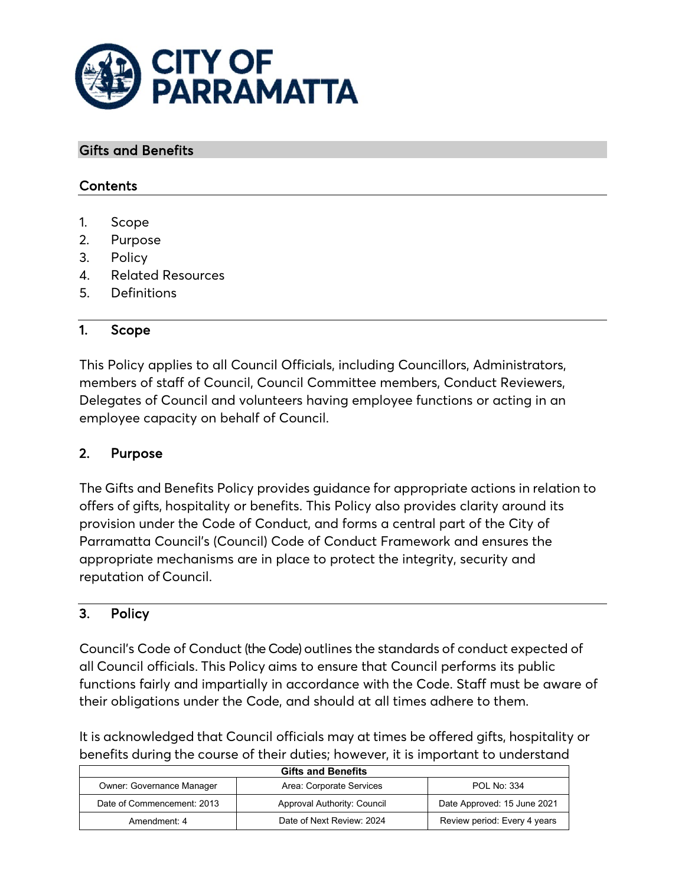# Gifts and Benefits

## Contents

1. Scope
2. Purpose
3. Policy
4. Related Resources
5. Definitions

## 1. Scope

This Policy applies to all Council Officials, including Councillors, Administrators, members of staff of Council, Council Committee members, Conduct Reviewers, Delegates of Council and volunteers having employee functions or acting in an employee capacity on behalf of Council.

## 2. Purpose

The Gifts and Benefits Policy provides guidance for appropriate actions in relation to offers of gifts, hospitality or benefits. This Policy also provides clarity around its provision under the Code of Conduct, and forms a central part of the City of Parramatta Council's (Council) Code of Conduct Framework and ensures the appropriate mechanisms are in place to protect the integrity, security and reputation of Council.

## 3. Policy

Council's Code of Conduct (the Code) outlines the standards of conduct expected of all Council officials. This Policy aims to ensure that Council performs its public functions fairly and impartially in accordance with the Code. Staff must be aware of their obligations under the Code, and should at all times adhere to them.

It is acknowledged that Council officials may at times be offered gifts, hospitality or benefits during the course of their duties; however, it is important to understand

| Gifts and Benefits | | |
|---|---|---|
| Owner: Governance Manager | Area: Corporate Services | POL No: 334 |
| Date of Commencement: 2013 | Approval Authority: Council | Date Approved: 15 June 2021 |
| Amendment: 4 | Date of Next Review: 2024 | Review period: Every 4 years |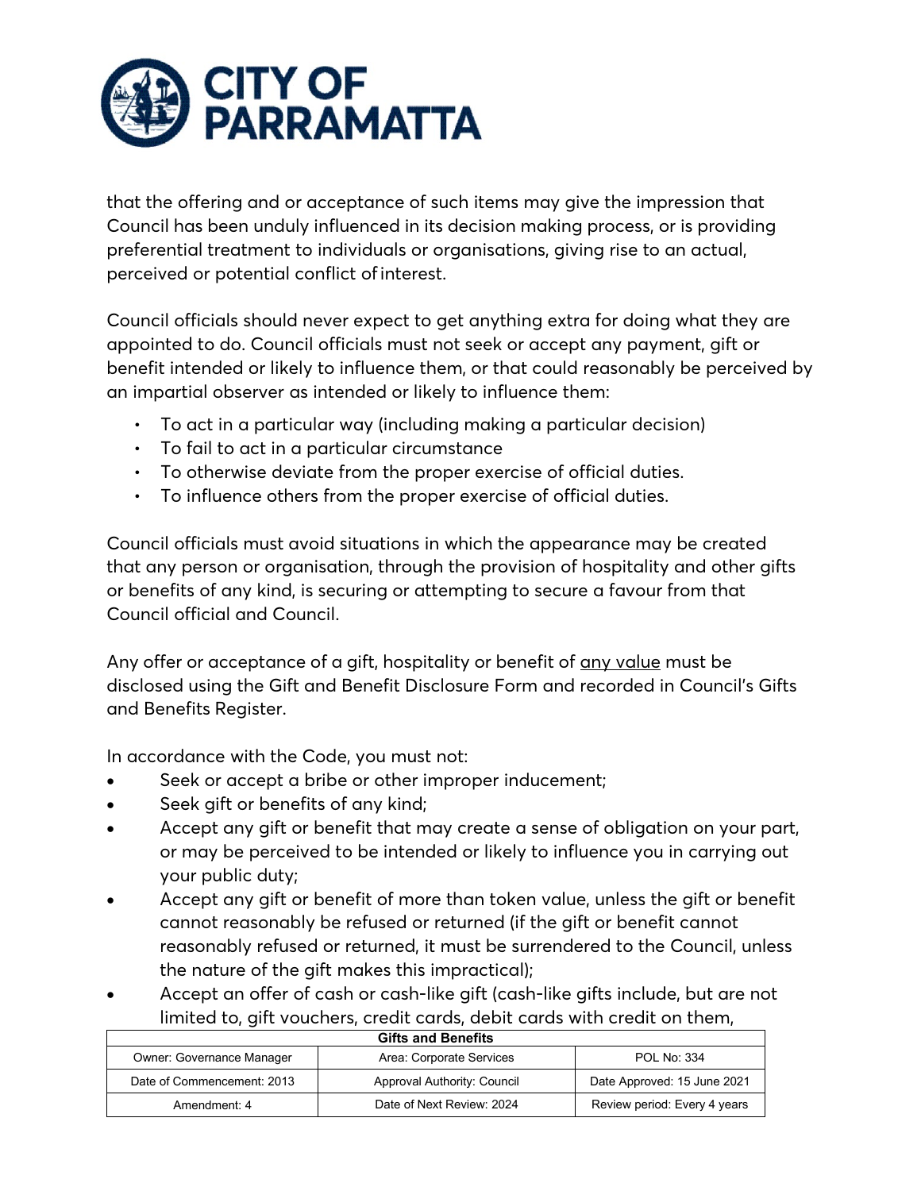that the offering and or acceptance of such items may give the impression that Council has been unduly influenced in its decision making process, or is providing preferential treatment to individuals or organisations, giving rise to an actual, perceived or potential conflict of interest.

Council officials should never expect to get anything extra for doing what they are appointed to do. Council officials must not seek or accept any payment, gift or benefit intended or likely to influence them, or that could reasonably be perceived by an impartial observer as intended or likely to influence them:

- To act in a particular way (including making a particular decision)
- To fail to act in a particular circumstance
- To otherwise deviate from the proper exercise of official duties.
- To influence others from the proper exercise of official duties.

Council officials must avoid situations in which the appearance may be created that any person or organisation, through the provision of hospitality and other gifts or benefits of any kind, is securing or attempting to secure a favour from that Council official and Council.

Any offer or acceptance of a gift, hospitality or benefit of <u>any value</u> must be disclosed using the Gift and Benefit Disclosure Form and recorded in Council's Gifts and Benefits Register.

In accordance with the Code, you must not:

- Seek or accept a bribe or other improper inducement;
- Seek gift or benefits of any kind;
- Accept any gift or benefit that may create a sense of obligation on your part, or may be perceived to be intended or likely to influence you in carrying out your public duty;
- Accept any gift or benefit of more than token value, unless the gift or benefit cannot reasonably be refused or returned (if the gift or benefit cannot reasonably refused or returned, it must be surrendered to the Council, unless the nature of the gift makes this impractical);
- Accept an offer of cash or cash-like gift (cash-like gifts include, but are not limited to, gift vouchers, credit cards, debit cards with credit on them,

| Gifts and Benefits | | |
|---|---|---|
| Owner: Governance Manager | Area: Corporate Services | POL No: 334 |
| Date of Commencement: 2013 | Approval Authority: Council | Date Approved: 15 June 2021 |
| Amendment: 4 | Date of Next Review: 2024 | Review period: Every 4 years |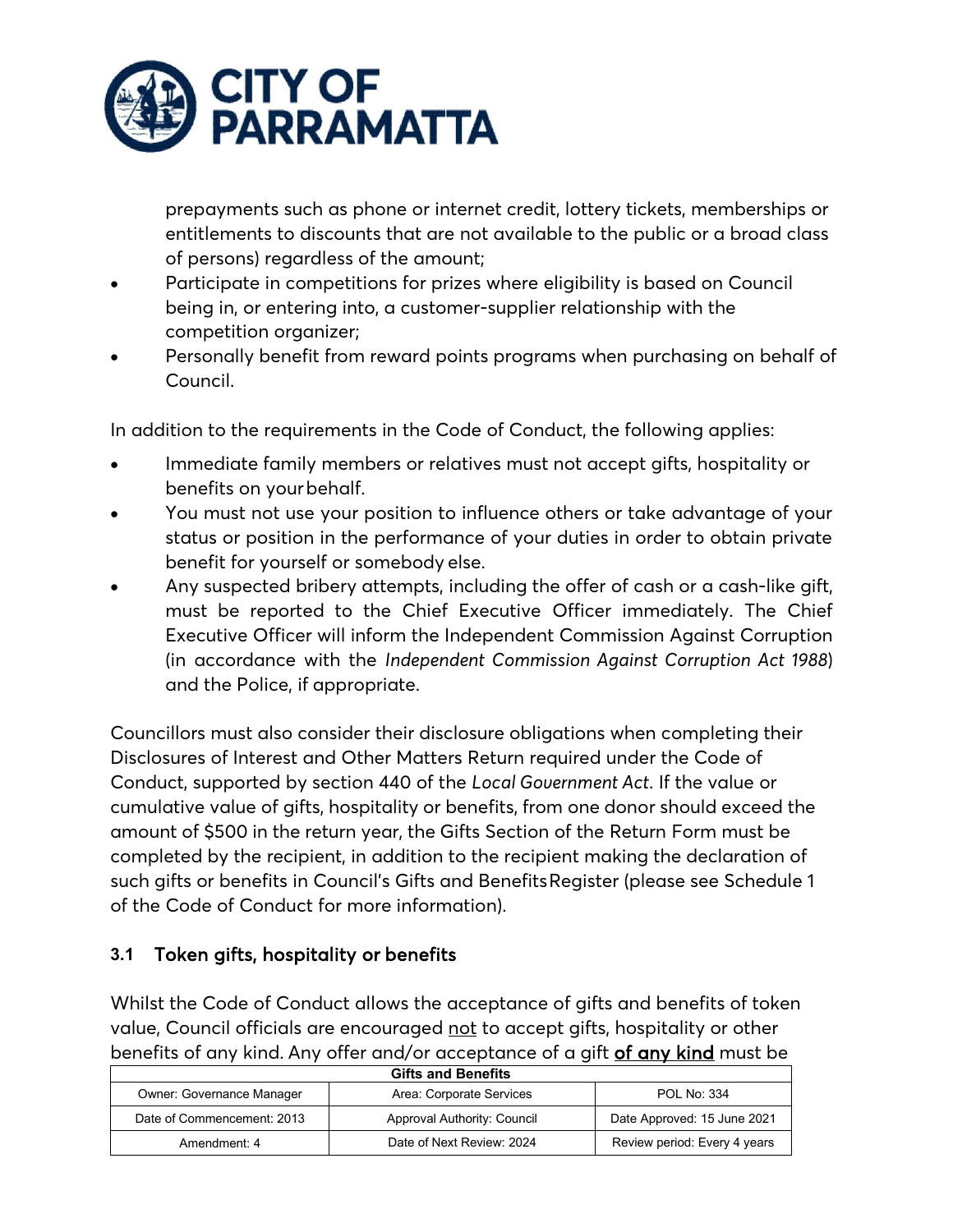prepayments such as phone or internet credit, lottery tickets, memberships or entitlements to discounts that are not available to the public or a broad class of persons) regardless of the amount;

- Participate in competitions for prizes where eligibility is based on Council being in, or entering into, a customer-supplier relationship with the competition organizer;
- Personally benefit from reward points programs when purchasing on behalf of Council.

In addition to the requirements in the Code of Conduct, the following applies:

- Immediate family members or relatives must not accept gifts, hospitality or benefits on your behalf.
- You must not use your position to influence others or take advantage of your status or position in the performance of your duties in order to obtain private benefit for yourself or somebody else.
- Any suspected bribery attempts, including the offer of cash or a cash-like gift, must be reported to the Chief Executive Officer immediately. The Chief Executive Officer will inform the Independent Commission Against Corruption (in accordance with the *Independent Commission Against Corruption Act 1988*) and the Police, if appropriate.

Councillors must also consider their disclosure obligations when completing their Disclosures of Interest and Other Matters Return required under the Code of Conduct, supported by section 440 of the *Local Government Act*. If the value or cumulative value of gifts, hospitality or benefits, from one donor should exceed the amount of $500 in the return year, the Gifts Section of the Return Form must be completed by the recipient, in addition to the recipient making the declaration of such gifts or benefits in Council's Gifts and Benefits Register (please see Schedule 1 of the Code of Conduct for more information).

### 3.1 Token gifts, hospitality or benefits

Whilst the Code of Conduct allows the acceptance of gifts and benefits of token value, Council officials are encouraged <u>not</u> to accept gifts, hospitality or other benefits of any kind. Any offer and/or acceptance of a gift **<u>of any kind</u>** must be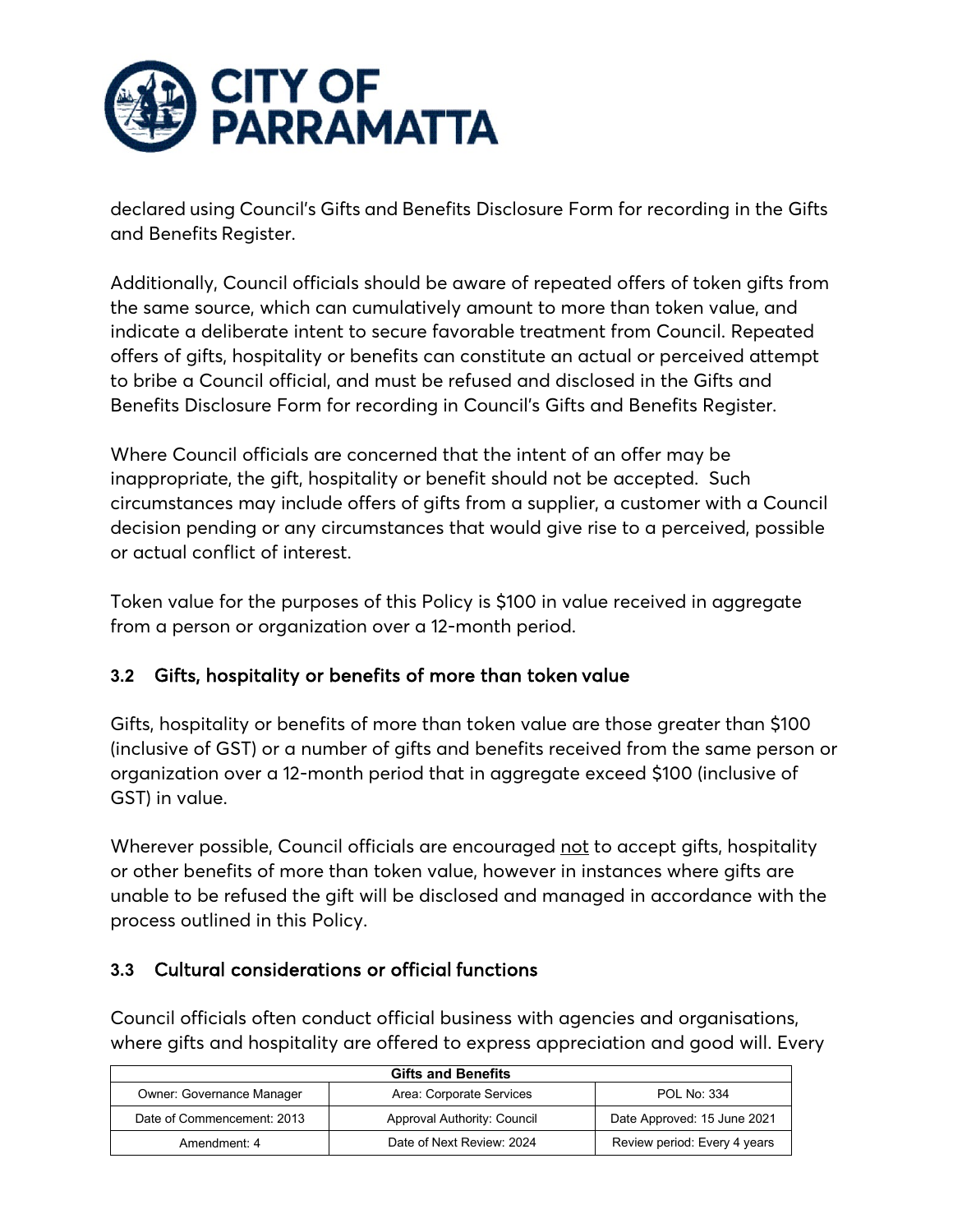declared using Council's Gifts and Benefits Disclosure Form for recording in the Gifts and Benefits Register.

Additionally, Council officials should be aware of repeated offers of token gifts from the same source, which can cumulatively amount to more than token value, and indicate a deliberate intent to secure favorable treatment from Council. Repeated offers of gifts, hospitality or benefits can constitute an actual or perceived attempt to bribe a Council official, and must be refused and disclosed in the Gifts and Benefits Disclosure Form for recording in Council's Gifts and Benefits Register.

Where Council officials are concerned that the intent of an offer may be inappropriate, the gift, hospitality or benefit should not be accepted. Such circumstances may include offers of gifts from a supplier, a customer with a Council decision pending or any circumstances that would give rise to a perceived, possible or actual conflict of interest.

Token value for the purposes of this Policy is $100 in value received in aggregate from a person or organization over a 12-month period.

### 3.2 Gifts, hospitality or benefits of more than token value

Gifts, hospitality or benefits of more than token value are those greater than $100 (inclusive of GST) or a number of gifts and benefits received from the same person or organization over a 12-month period that in aggregate exceed $100 (inclusive of GST) in value.

Wherever possible, Council officials are encouraged not to accept gifts, hospitality or other benefits of more than token value, however in instances where gifts are unable to be refused the gift will be disclosed and managed in accordance with the process outlined in this Policy.

### 3.3 Cultural considerations or official functions

Council officials often conduct official business with agencies and organisations, where gifts and hospitality are offered to express appreciation and good will. Every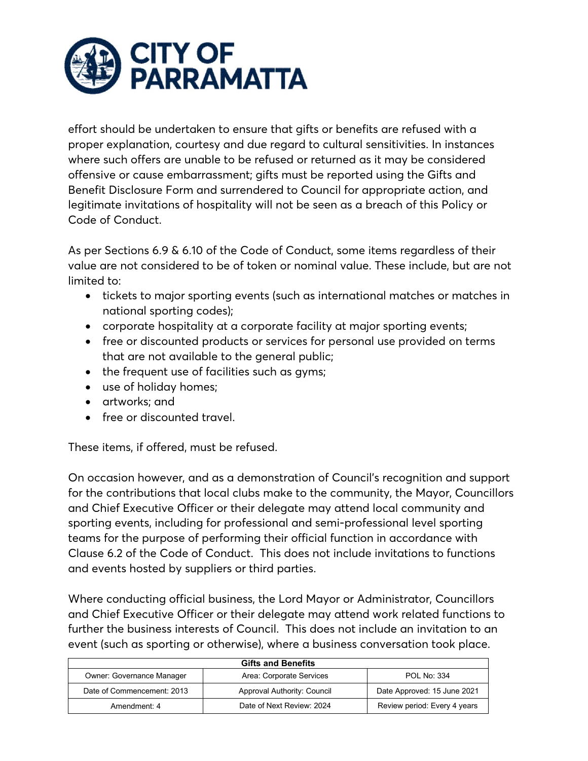effort should be undertaken to ensure that gifts or benefits are refused with a proper explanation, courtesy and due regard to cultural sensitivities. In instances where such offers are unable to be refused or returned as it may be considered offensive or cause embarrassment; gifts must be reported using the Gifts and Benefit Disclosure Form and surrendered to Council for appropriate action, and legitimate invitations of hospitality will not be seen as a breach of this Policy or Code of Conduct.

As per Sections 6.9 & 6.10 of the Code of Conduct, some items regardless of their value are not considered to be of token or nominal value. These include, but are not limited to:

- tickets to major sporting events (such as international matches or matches in national sporting codes);
- corporate hospitality at a corporate facility at major sporting events;
- free or discounted products or services for personal use provided on terms that are not available to the general public;
- the frequent use of facilities such as gyms;
- use of holiday homes;
- artworks; and
- free or discounted travel.

These items, if offered, must be refused.

On occasion however, and as a demonstration of Council's recognition and support for the contributions that local clubs make to the community, the Mayor, Councillors and Chief Executive Officer or their delegate may attend local community and sporting events, including for professional and semi-professional level sporting teams for the purpose of performing their official function in accordance with Clause 6.2 of the Code of Conduct. This does not include invitations to functions and events hosted by suppliers or third parties.

Where conducting official business, the Lord Mayor or Administrator, Councillors and Chief Executive Officer or their delegate may attend work related functions to further the business interests of Council. This does not include an invitation to an event (such as sporting or otherwise), where a business conversation took place.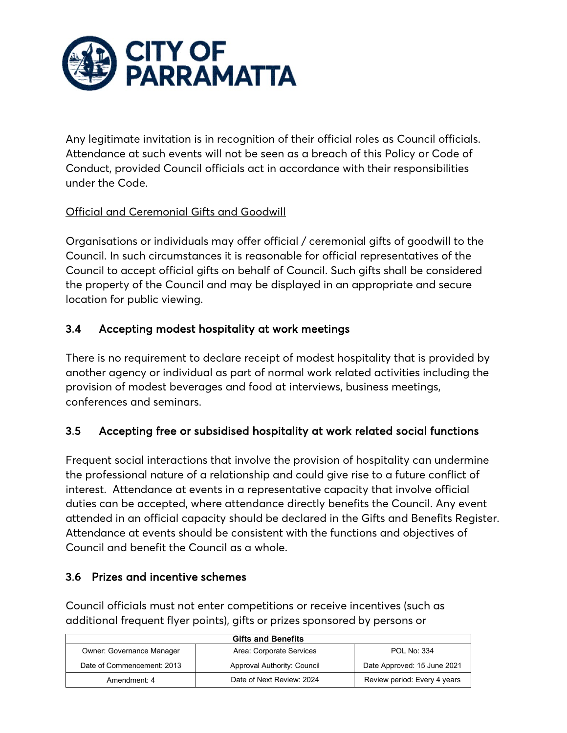Any legitimate invitation is in recognition of their official roles as Council officials. Attendance at such events will not be seen as a breach of this Policy or Code of Conduct, provided Council officials act in accordance with their responsibilities under the Code.

Official and Ceremonial Gifts and Goodwill

Organisations or individuals may offer official / ceremonial gifts of goodwill to the Council. In such circumstances it is reasonable for official representatives of the Council to accept official gifts on behalf of Council. Such gifts shall be considered the property of the Council and may be displayed in an appropriate and secure location for public viewing.

### 3.4 Accepting modest hospitality at work meetings

There is no requirement to declare receipt of modest hospitality that is provided by another agency or individual as part of normal work related activities including the provision of modest beverages and food at interviews, business meetings, conferences and seminars.

### 3.5 Accepting free or subsidised hospitality at work related social functions

Frequent social interactions that involve the provision of hospitality can undermine the professional nature of a relationship and could give rise to a future conflict of interest. Attendance at events in a representative capacity that involve official duties can be accepted, where attendance directly benefits the Council. Any event attended in an official capacity should be declared in the Gifts and Benefits Register. Attendance at events should be consistent with the functions and objectives of Council and benefit the Council as a whole.

### 3.6 Prizes and incentive schemes

Council officials must not enter competitions or receive incentives (such as additional frequent flyer points), gifts or prizes sponsored by persons or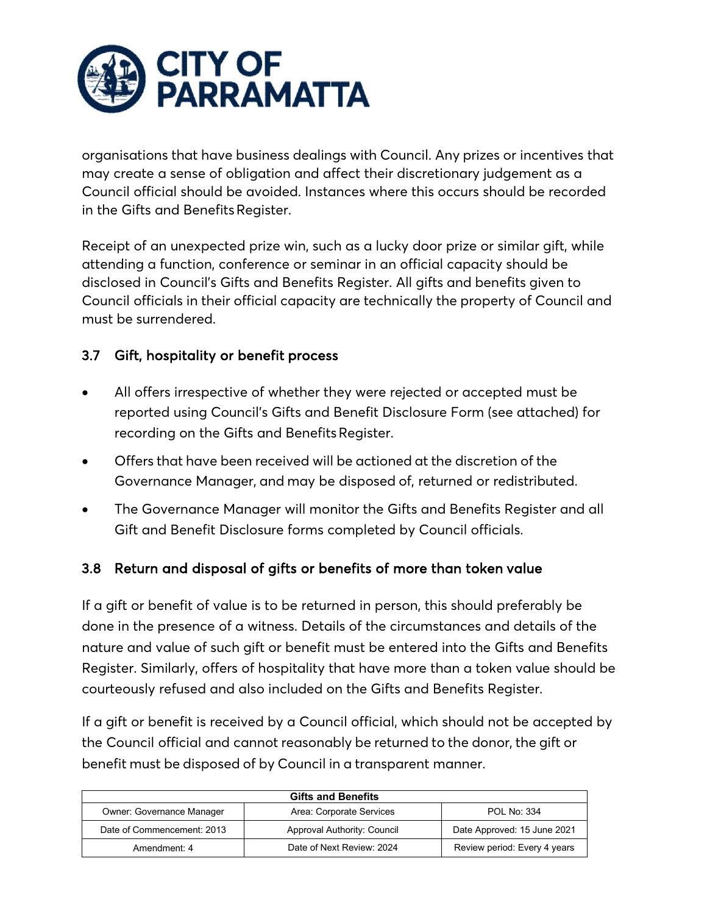organisations that have business dealings with Council. Any prizes or incentives that may create a sense of obligation and affect their discretionary judgement as a Council official should be avoided. Instances where this occurs should be recorded in the Gifts and Benefits Register.

Receipt of an unexpected prize win, such as a lucky door prize or similar gift, while attending a function, conference or seminar in an official capacity should be disclosed in Council's Gifts and Benefits Register. All gifts and benefits given to Council officials in their official capacity are technically the property of Council and must be surrendered.

### 3.7 Gift, hospitality or benefit process

- All offers irrespective of whether they were rejected or accepted must be reported using Council's Gifts and Benefit Disclosure Form (see attached) for recording on the Gifts and Benefits Register.
- Offers that have been received will be actioned at the discretion of the Governance Manager, and may be disposed of, returned or redistributed.
- The Governance Manager will monitor the Gifts and Benefits Register and all Gift and Benefit Disclosure forms completed by Council officials.

### 3.8 Return and disposal of gifts or benefits of more than token value

If a gift or benefit of value is to be returned in person, this should preferably be done in the presence of a witness. Details of the circumstances and details of the nature and value of such gift or benefit must be entered into the Gifts and Benefits Register. Similarly, offers of hospitality that have more than a token value should be courteously refused and also included on the Gifts and Benefits Register.

If a gift or benefit is received by a Council official, which should not be accepted by the Council official and cannot reasonably be returned to the donor, the gift or benefit must be disposed of by Council in a transparent manner.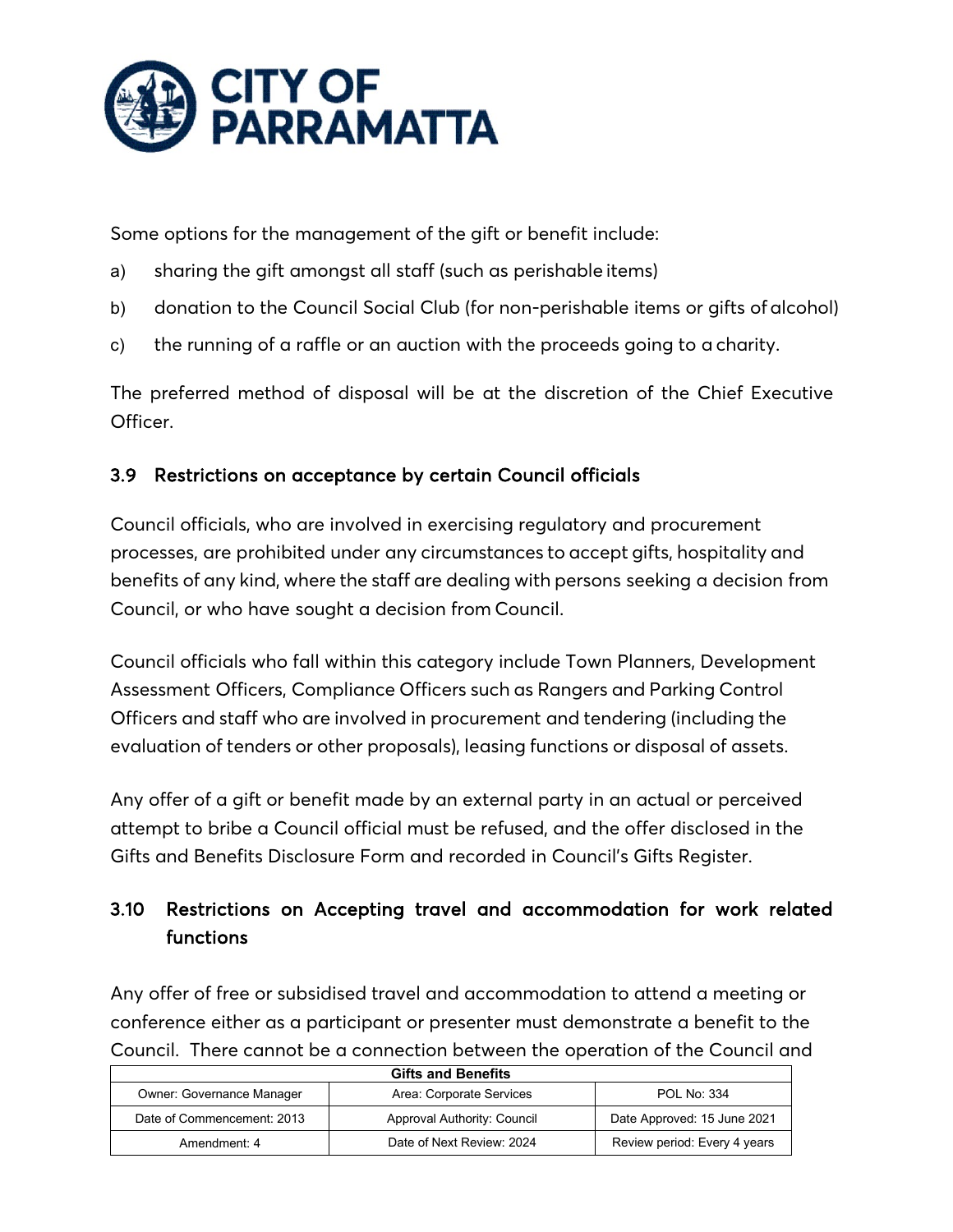Some options for the management of the gift or benefit include:

a) sharing the gift amongst all staff (such as perishable items)

b) donation to the Council Social Club (for non-perishable items or gifts of alcohol)

c) the running of a raffle or an auction with the proceeds going to a charity.

The preferred method of disposal will be at the discretion of the Chief Executive Officer.

### 3.9 Restrictions on acceptance by certain Council officials

Council officials, who are involved in exercising regulatory and procurement processes, are prohibited under any circumstances to accept gifts, hospitality and benefits of any kind, where the staff are dealing with persons seeking a decision from Council, or who have sought a decision from Council.

Council officials who fall within this category include Town Planners, Development Assessment Officers, Compliance Officers such as Rangers and Parking Control Officers and staff who are involved in procurement and tendering (including the evaluation of tenders or other proposals), leasing functions or disposal of assets.

Any offer of a gift or benefit made by an external party in an actual or perceived attempt to bribe a Council official must be refused, and the offer disclosed in the Gifts and Benefits Disclosure Form and recorded in Council's Gifts Register.

### 3.10 Restrictions on Accepting travel and accommodation for work related functions

Any offer of free or subsidised travel and accommodation to attend a meeting or conference either as a participant or presenter must demonstrate a benefit to the Council. There cannot be a connection between the operation of the Council and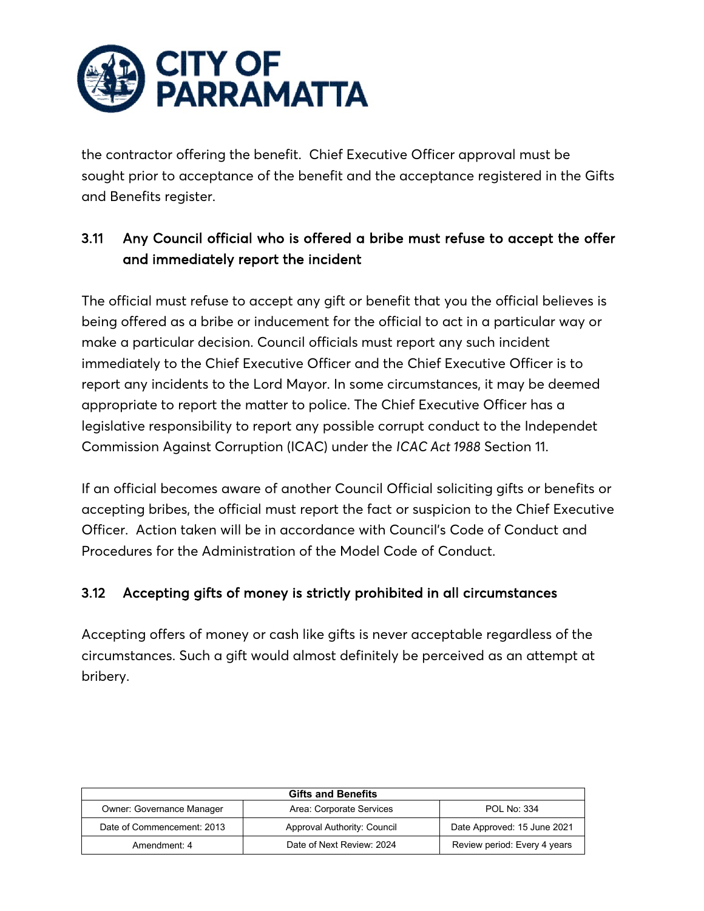the contractor offering the benefit. Chief Executive Officer approval must be sought prior to acceptance of the benefit and the acceptance registered in the Gifts and Benefits register.

### 3.11 Any Council official who is offered a bribe must refuse to accept the offer and immediately report the incident

The official must refuse to accept any gift or benefit that you the official believes is being offered as a bribe or inducement for the official to act in a particular way or make a particular decision. Council officials must report any such incident immediately to the Chief Executive Officer and the Chief Executive Officer is to report any incidents to the Lord Mayor. In some circumstances, it may be deemed appropriate to report the matter to police. The Chief Executive Officer has a legislative responsibility to report any possible corrupt conduct to the Independet Commission Against Corruption (ICAC) under the *ICAC Act 1988* Section 11.

If an official becomes aware of another Council Official soliciting gifts or benefits or accepting bribes, the official must report the fact or suspicion to the Chief Executive Officer. Action taken will be in accordance with Council's Code of Conduct and Procedures for the Administration of the Model Code of Conduct.

### 3.12 Accepting gifts of money is strictly prohibited in all circumstances

Accepting offers of money or cash like gifts is never acceptable regardless of the circumstances. Such a gift would almost definitely be perceived as an attempt at bribery.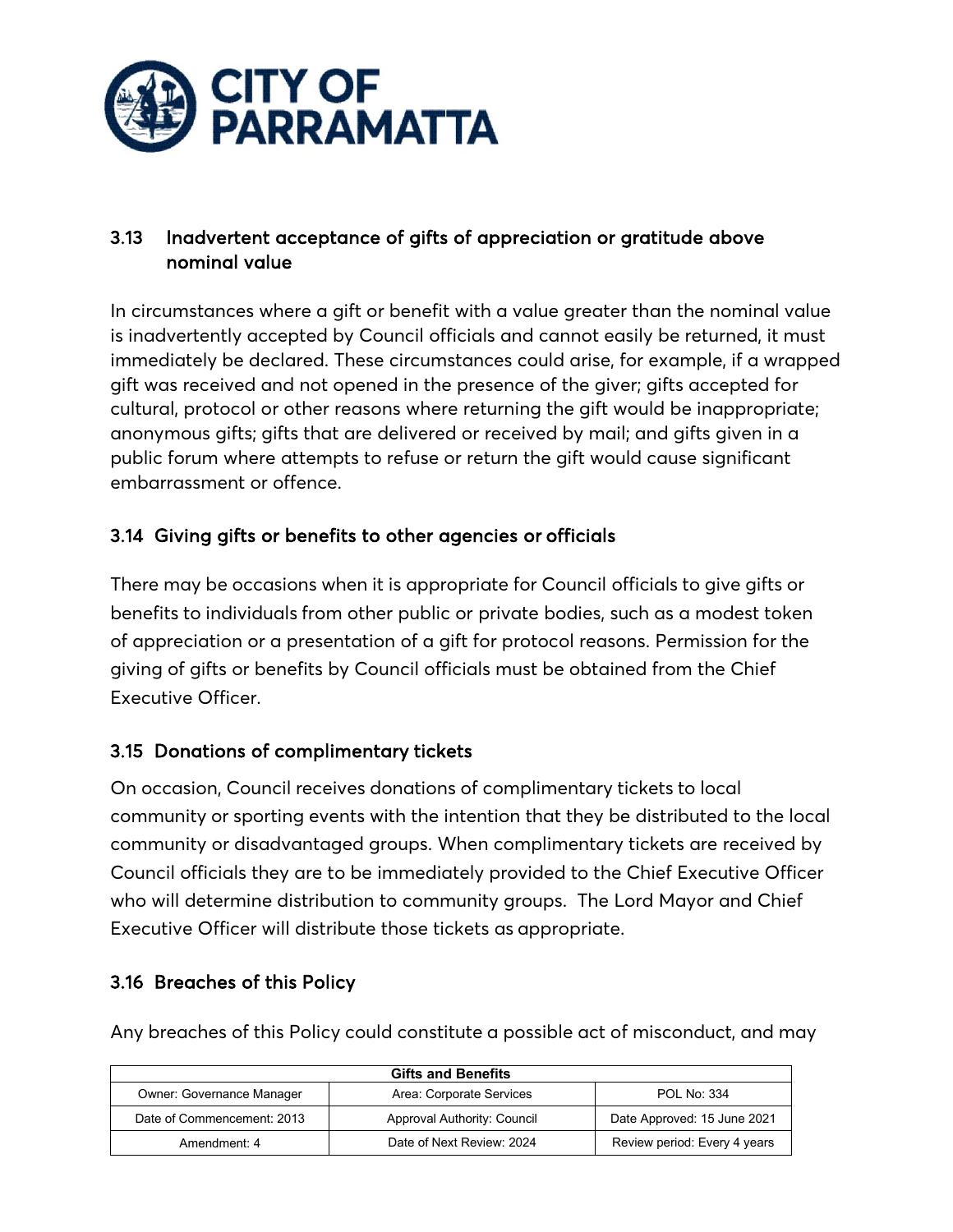### 3.13 Inadvertent acceptance of gifts of appreciation or gratitude above nominal value

In circumstances where a gift or benefit with a value greater than the nominal value is inadvertently accepted by Council officials and cannot easily be returned, it must immediately be declared. These circumstances could arise, for example, if a wrapped gift was received and not opened in the presence of the giver; gifts accepted for cultural, protocol or other reasons where returning the gift would be inappropriate; anonymous gifts; gifts that are delivered or received by mail; and gifts given in a public forum where attempts to refuse or return the gift would cause significant embarrassment or offence.

### 3.14 Giving gifts or benefits to other agencies or officials

There may be occasions when it is appropriate for Council officials to give gifts or benefits to individuals from other public or private bodies, such as a modest token of appreciation or a presentation of a gift for protocol reasons. Permission for the giving of gifts or benefits by Council officials must be obtained from the Chief Executive Officer.

### 3.15 Donations of complimentary tickets

On occasion, Council receives donations of complimentary tickets to local community or sporting events with the intention that they be distributed to the local community or disadvantaged groups. When complimentary tickets are received by Council officials they are to be immediately provided to the Chief Executive Officer who will determine distribution to community groups. The Lord Mayor and Chief Executive Officer will distribute those tickets as appropriate.

### 3.16 Breaches of this Policy

Any breaches of this Policy could constitute a possible act of misconduct, and may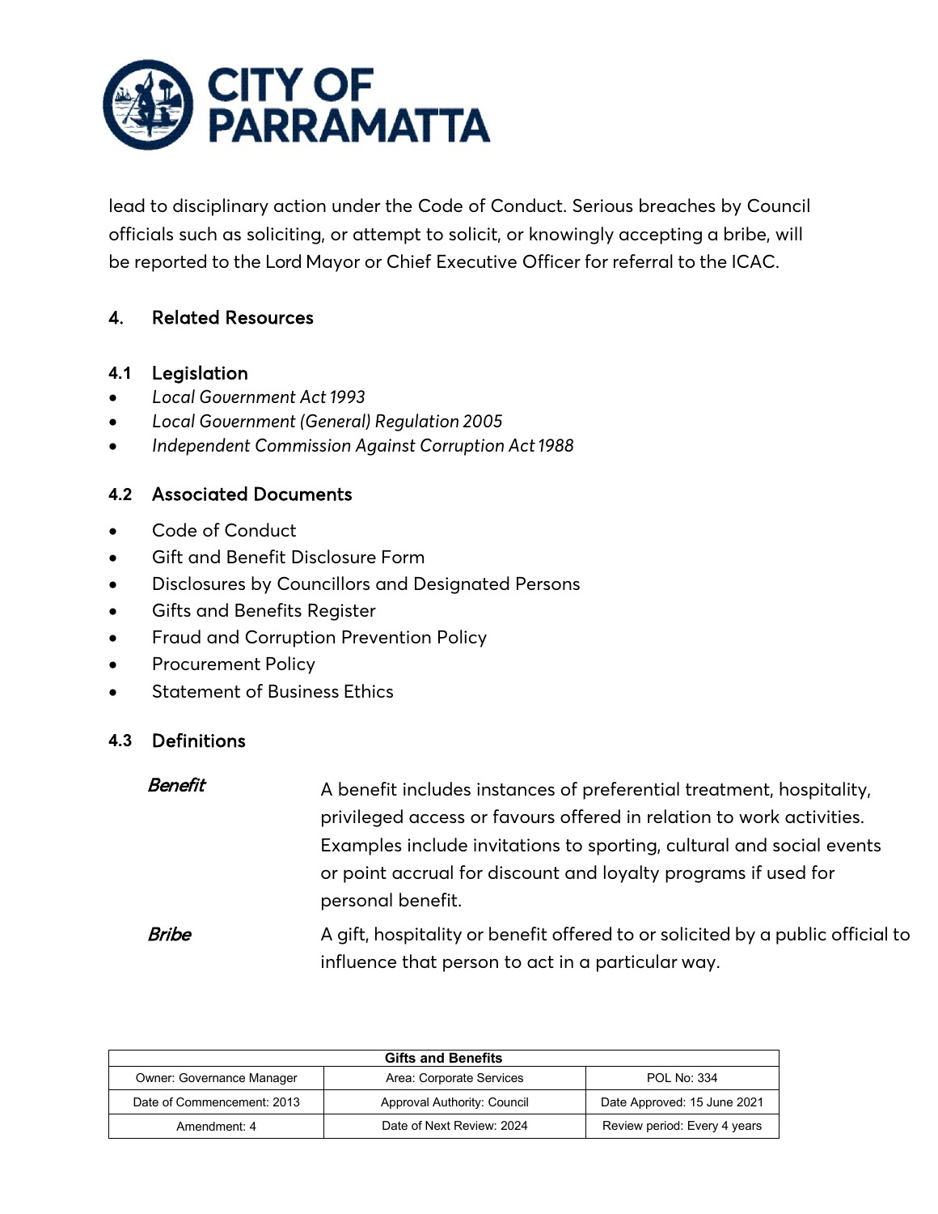lead to disciplinary action under the Code of Conduct. Serious breaches by Council officials such as soliciting, or attempt to solicit, or knowingly accepting a bribe, will be reported to the Lord Mayor or Chief Executive Officer for referral to the ICAC.

## 4. Related Resources

### 4.1 Legislation

- *Local Government Act 1993*
- *Local Government (General) Regulation 2005*
- *Independent Commission Against Corruption Act 1988*

### 4.2 Associated Documents

- Code of Conduct
- Gift and Benefit Disclosure Form
- Disclosures by Councillors and Designated Persons
- Gifts and Benefits Register
- Fraud and Corruption Prevention Policy
- Procurement Policy
- Statement of Business Ethics

### 4.3 Definitions

***Benefit*** — A benefit includes instances of preferential treatment, hospitality, privileged access or favours offered in relation to work activities. Examples include invitations to sporting, cultural and social events or point accrual for discount and loyalty programs if used for personal benefit.

***Bribe*** — A gift, hospitality or benefit offered to or solicited by a public official to influence that person to act in a particular way.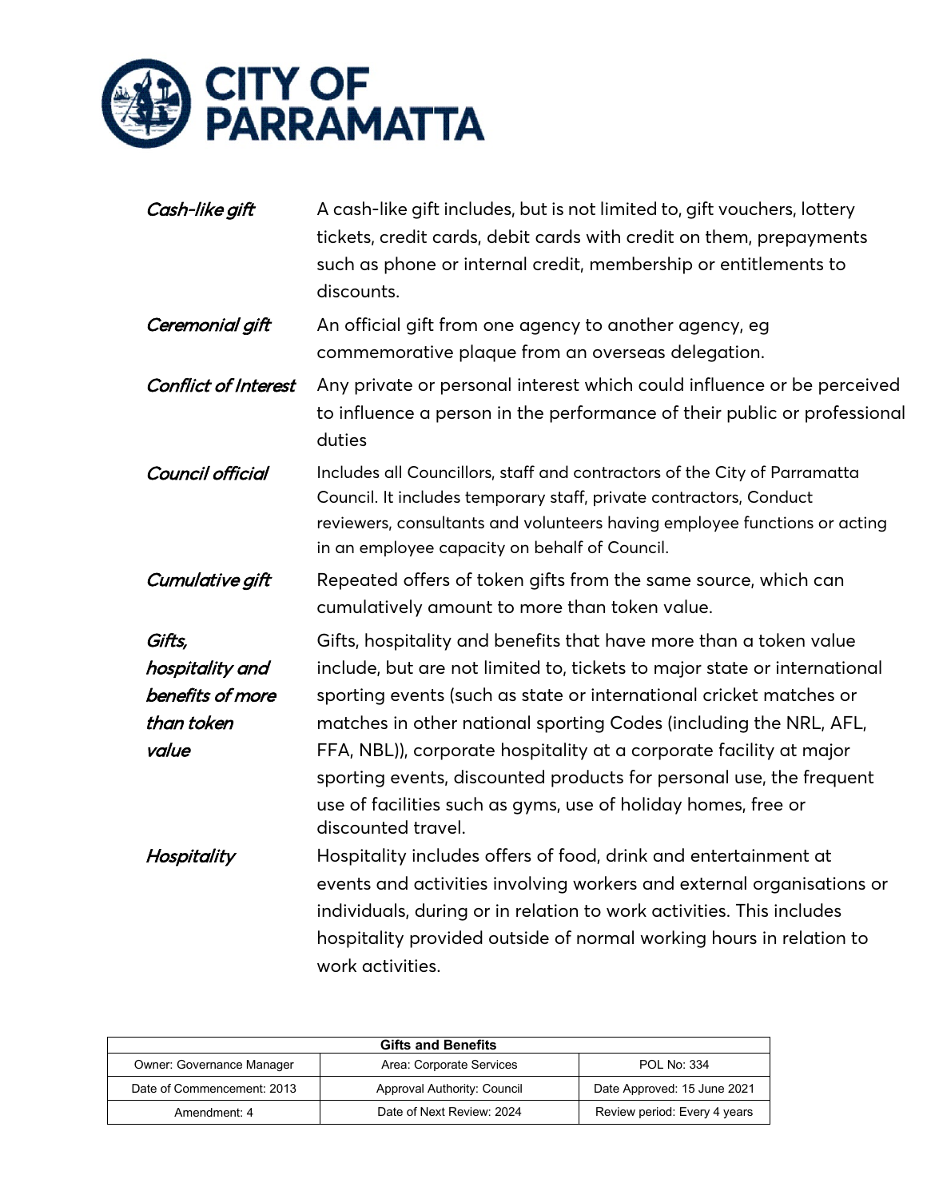| | |
|---|---|
| *Cash-like gift* | A cash-like gift includes, but is not limited to, gift vouchers, lottery tickets, credit cards, debit cards with credit on them, prepayments such as phone or internal credit, membership or entitlements to discounts. |
| *Ceremonial gift* | An official gift from one agency to another agency, eg commemorative plaque from an overseas delegation. |
| *Conflict of Interest* | Any private or personal interest which could influence or be perceived to influence a person in the performance of their public or professional duties |
| *Council official* | Includes all Councillors, staff and contractors of the City of Parramatta Council. It includes temporary staff, private contractors, Conduct reviewers, consultants and volunteers having employee functions or acting in an employee capacity on behalf of Council. |
| *Cumulative gift* | Repeated offers of token gifts from the same source, which can cumulatively amount to more than token value. |
| *Gifts, hospitality and benefits of more than token value* | Gifts, hospitality and benefits that have more than a token value include, but are not limited to, tickets to major state or international sporting events (such as state or international cricket matches or matches in other national sporting Codes (including the NRL, AFL, FFA, NBL)), corporate hospitality at a corporate facility at major sporting events, discounted products for personal use, the frequent use of facilities such as gyms, use of holiday homes, free or discounted travel. |
| *Hospitality* | Hospitality includes offers of food, drink and entertainment at events and activities involving workers and external organisations or individuals, during or in relation to work activities. This includes hospitality provided outside of normal working hours in relation to work activities. |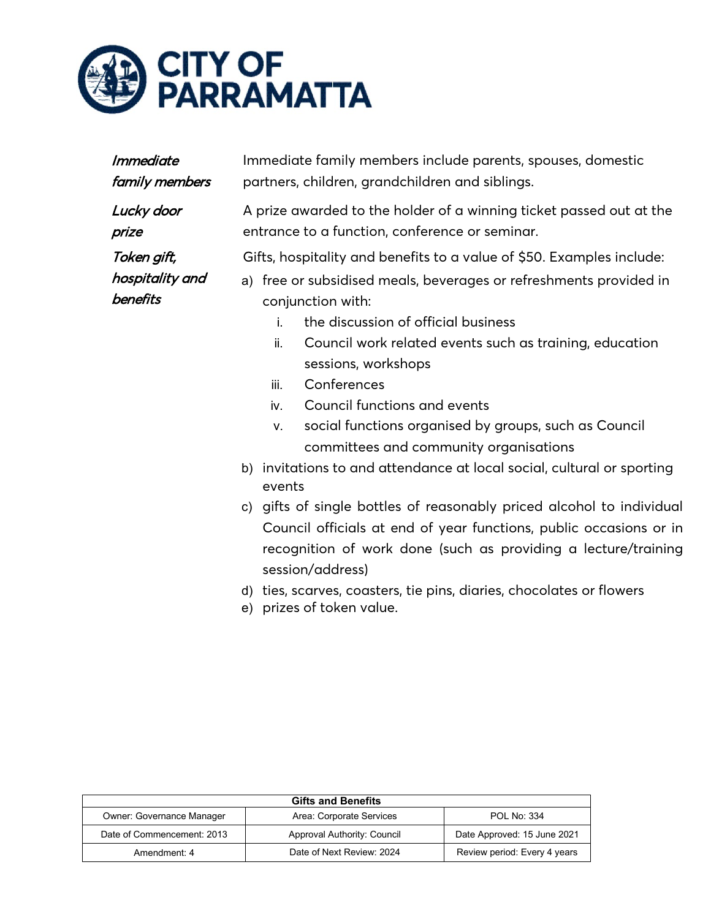| | |
|---|---|
| *Immediate family members* | Immediate family members include parents, spouses, domestic partners, children, grandchildren and siblings. |
| *Lucky door prize* | A prize awarded to the holder of a winning ticket passed out at the entrance to a function, conference or seminar. |
| *Token gift, hospitality and benefits* | Gifts, hospitality and benefits to a value of $50. Examples include:<br>a) free or subsidised meals, beverages or refreshments provided in conjunction with:<br>i. the discussion of official business<br>ii. Council work related events such as training, education sessions, workshops<br>iii. Conferences<br>iv. Council functions and events<br>v. social functions organised by groups, such as Council committees and community organisations<br>b) invitations to and attendance at local social, cultural or sporting events<br>c) gifts of single bottles of reasonably priced alcohol to individual Council officials at end of year functions, public occasions or in recognition of work done (such as providing a lecture/training session/address)<br>d) ties, scarves, coasters, tie pins, diaries, chocolates or flowers<br>e) prizes of token value. |